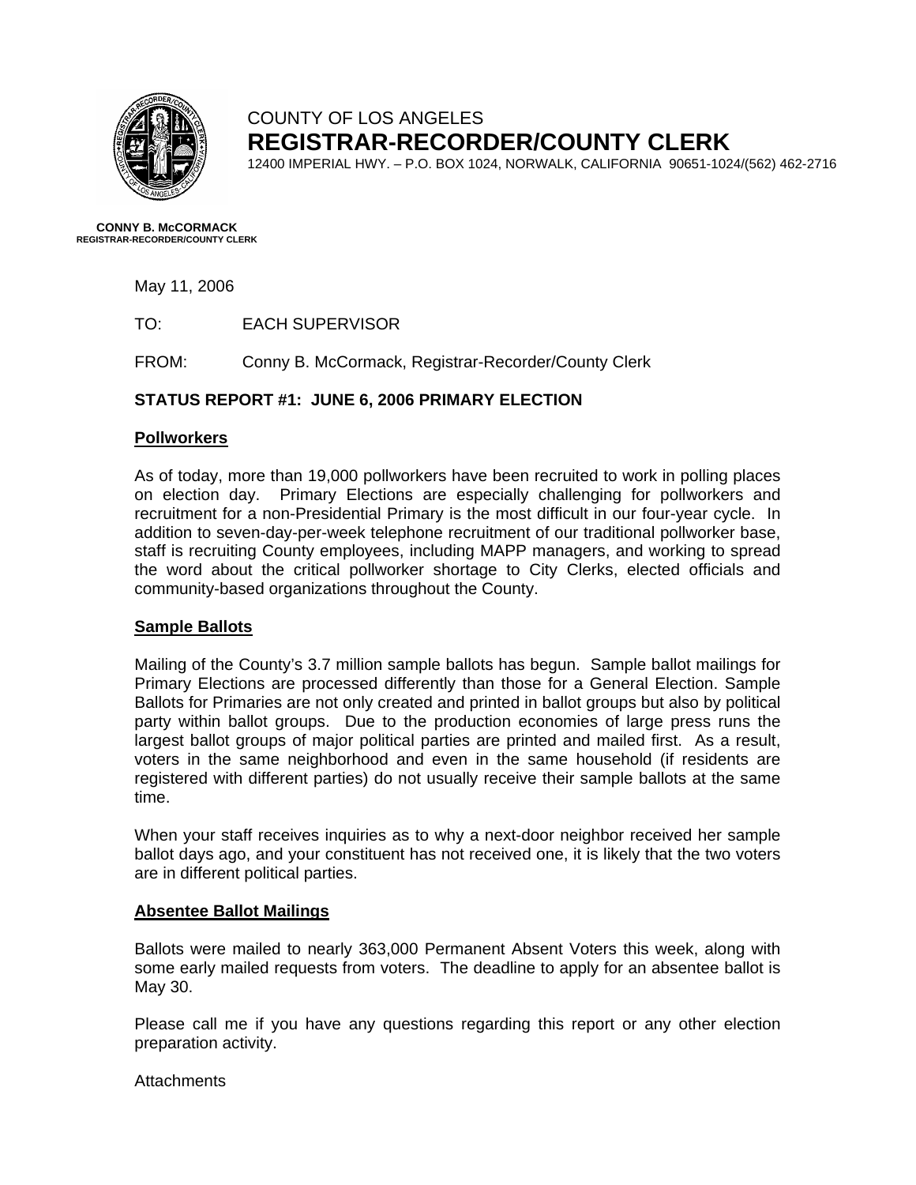COUNTY OF LOS ANGELES

# REGISTRAR-RECORDER/COUNTY CLERK

12400 IMPERIAL HWY. – P.O. BOX 1024, NORWALK, CALIFORNIA 90651-1024/(562) 462-2716

**CONNY B. McCORMACK**
**REGISTRAR-RECORDER/COUNTY CLERK**

May 11, 2006

TO: EACH SUPERVISOR

FROM: Conny B. McCormack, Registrar-Recorder/County Clerk

## STATUS REPORT #1: JUNE 6, 2006 PRIMARY ELECTION

### Pollworkers

As of today, more than 19,000 pollworkers have been recruited to work in polling places on election day. Primary Elections are especially challenging for pollworkers and recruitment for a non-Presidential Primary is the most difficult in our four-year cycle. In addition to seven-day-per-week telephone recruitment of our traditional pollworker base, staff is recruiting County employees, including MAPP managers, and working to spread the word about the critical pollworker shortage to City Clerks, elected officials and community-based organizations throughout the County.

### Sample Ballots

Mailing of the County's 3.7 million sample ballots has begun. Sample ballot mailings for Primary Elections are processed differently than those for a General Election. Sample Ballots for Primaries are not only created and printed in ballot groups but also by political party within ballot groups. Due to the production economies of large press runs the largest ballot groups of major political parties are printed and mailed first. As a result, voters in the same neighborhood and even in the same household (if residents are registered with different parties) do not usually receive their sample ballots at the same time.

When your staff receives inquiries as to why a next-door neighbor received her sample ballot days ago, and your constituent has not received one, it is likely that the two voters are in different political parties.

### Absentee Ballot Mailings

Ballots were mailed to nearly 363,000 Permanent Absent Voters this week, along with some early mailed requests from voters. The deadline to apply for an absentee ballot is May 30.

Please call me if you have any questions regarding this report or any other election preparation activity.

Attachments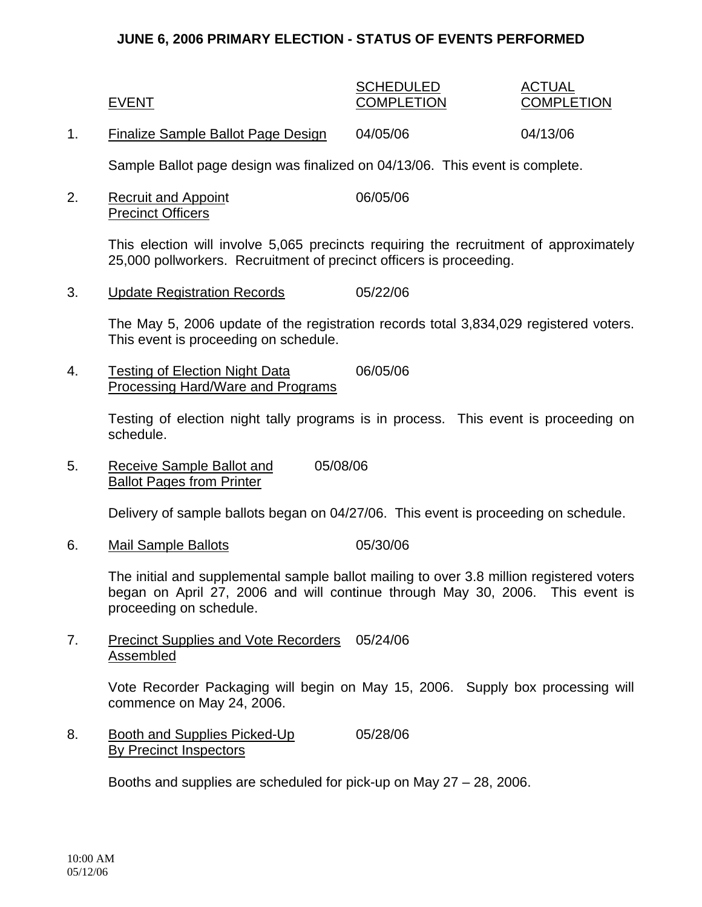# JUNE 6, 2006 PRIMARY ELECTION - STATUS OF EVENTS PERFORMED

| | EVENT | SCHEDULED COMPLETION | ACTUAL COMPLETION |
|---|---|---|---|
| 1. | Finalize Sample Ballot Page Design | 04/05/06 | 04/13/06 |

Sample Ballot page design was finalized on 04/13/06. This event is complete.

| | | | |
|---|---|---|---|
| 2. | Recruit and Appoint Precinct Officers | 06/05/06 | |

This election will involve 5,065 precincts requiring the recruitment of approximately 25,000 pollworkers. Recruitment of precinct officers is proceeding.

| | | | |
|---|---|---|---|
| 3. | Update Registration Records | 05/22/06 | |

The May 5, 2006 update of the registration records total 3,834,029 registered voters. This event is proceeding on schedule.

| | | | |
|---|---|---|---|
| 4. | Testing of Election Night Data Processing Hard/Ware and Programs | 06/05/06 | |

Testing of election night tally programs is in process. This event is proceeding on schedule.

| | | | |
|---|---|---|---|
| 5. | Receive Sample Ballot and Ballot Pages from Printer | 05/08/06 | |

Delivery of sample ballots began on 04/27/06. This event is proceeding on schedule.

| | | | |
|---|---|---|---|
| 6. | Mail Sample Ballots | 05/30/06 | |

The initial and supplemental sample ballot mailing to over 3.8 million registered voters began on April 27, 2006 and will continue through May 30, 2006. This event is proceeding on schedule.

| | | | |
|---|---|---|---|
| 7. | Precinct Supplies and Vote Recorders Assembled | 05/24/06 | |

Vote Recorder Packaging will begin on May 15, 2006. Supply box processing will commence on May 24, 2006.

| | | | |
|---|---|---|---|
| 8. | Booth and Supplies Picked-Up By Precinct Inspectors | 05/28/06 | |

Booths and supplies are scheduled for pick-up on May 27 – 28, 2006.

10:00 AM
05/12/06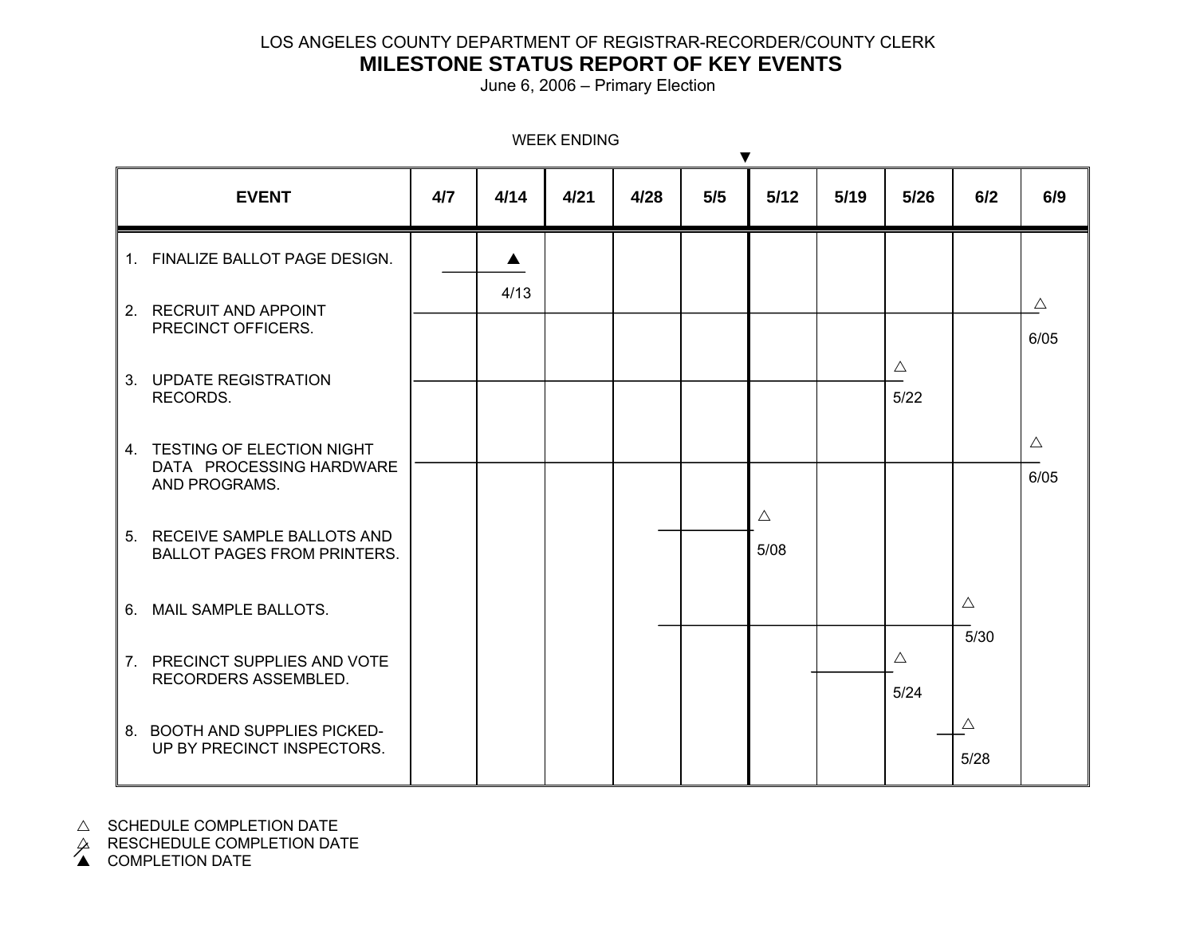LOS ANGELES COUNTY DEPARTMENT OF REGISTRAR-RECORDER/COUNTY CLERK

# MILESTONE STATUS REPORT OF KEY EVENTS

June 6, 2006 – Primary Election

WEEK ENDING

| EVENT | 4/7 | 4/14 | 4/21 | 4/28 | 5/5 | 5/12 | 5/19 | 5/26 | 6/2 | 6/9 |
|---|---|---|---|---|---|---|---|---|---|---|
| 1. FINALIZE BALLOT PAGE DESIGN. | | ▲ 4/13 | | | | | | | | |
| 2. RECRUIT AND APPOINT PRECINCT OFFICERS. | | | | | | | | | | △ 6/05 |
| 3. UPDATE REGISTRATION RECORDS. | | | | | | | | △ 5/22 | | |
| 4. TESTING OF ELECTION NIGHT DATA PROCESSING HARDWARE AND PROGRAMS. | | | | | | | | | | △ 6/05 |
| 5. RECEIVE SAMPLE BALLOTS AND BALLOT PAGES FROM PRINTERS. | | | | | | △ 5/08 | | | | |
| 6. MAIL SAMPLE BALLOTS. | | | | | | | | | △ 5/30 | |
| 7. PRECINCT SUPPLIES AND VOTE RECORDERS ASSEMBLED. | | | | | | | | △ 5/24 | | |
| 8. BOOTH AND SUPPLIES PICKED-UP BY PRECINCT INSPECTORS. | | | | | | | | | △ 5/28 | |

△ SCHEDULE COMPLETION DATE

△̸ RESCHEDULE COMPLETION DATE

▲ COMPLETION DATE